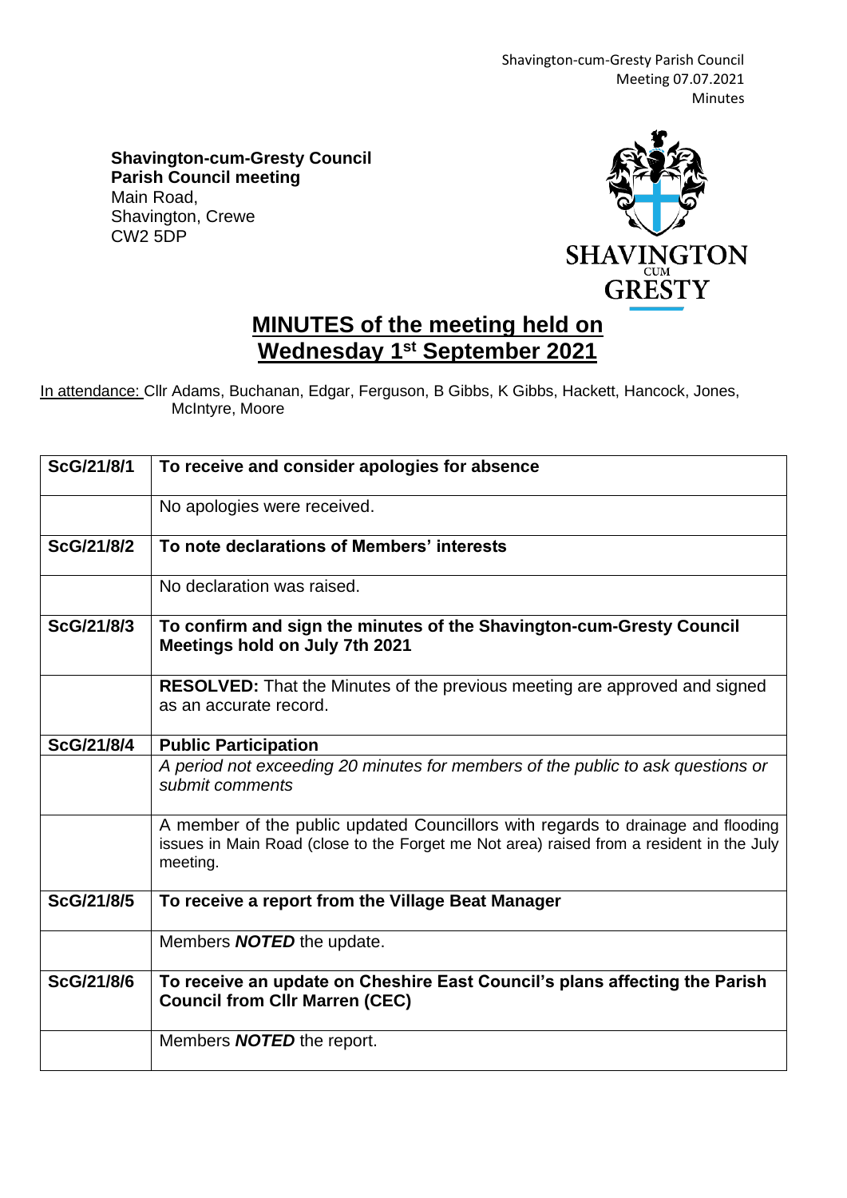**Shavington-cum-Gresty Council**
**Parish Council meeting**
Main Road,
Shavington, Crewe
CW2 5DP

# MINUTES of the meeting held on Wednesday 1st September 2021

In attendance: Cllr Adams, Buchanan, Edgar, Ferguson, B Gibbs, K Gibbs, Hackett, Hancock, Jones, McIntyre, Moore

| | |
|---|---|
| **ScG/21/8/1** | **To receive and consider apologies for absence** |
| | No apologies were received. |
| **ScG/21/8/2** | **To note declarations of Members' interests** |
| | No declaration was raised. |
| **ScG/21/8/3** | **To confirm and sign the minutes of the Shavington-cum-Gresty Council Meetings hold on July 7th 2021** |
| | **RESOLVED:** That the Minutes of the previous meeting are approved and signed as an accurate record. |
| **ScG/21/8/4** | **Public Participation** |
| | *A period not exceeding 20 minutes for members of the public to ask questions or submit comments* |
| | A member of the public updated Councillors with regards to drainage and flooding issues in Main Road (close to the Forget me Not area) raised from a resident in the July meeting. |
| **ScG/21/8/5** | **To receive a report from the Village Beat Manager** |
| | Members ***NOTED*** the update. |
| **ScG/21/8/6** | **To receive an update on Cheshire East Council's plans affecting the Parish Council from Cllr Marren (CEC)** |
| | Members ***NOTED*** the report. |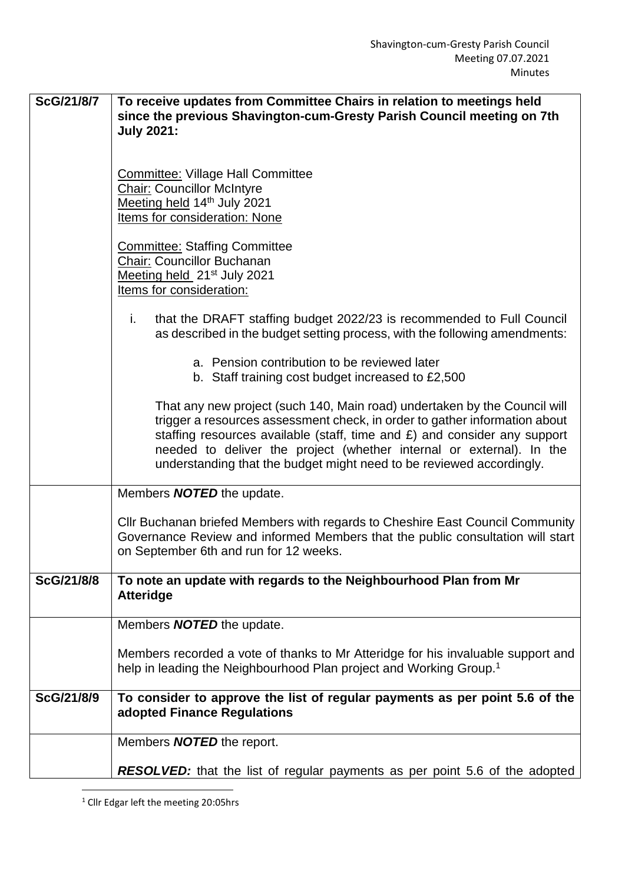| | |
|---|---|
| **ScG/21/8/7** | **To receive updates from Committee Chairs in relation to meetings held since the previous Shavington-cum-Gresty Parish Council meeting on 7th July 2021:**<br><br>Committee: Village Hall Committee<br>Chair: Councillor McIntyre<br>Meeting held 14th July 2021<br>Items for consideration: None<br><br>Committee: Staffing Committee<br>Chair: Councillor Buchanan<br>Meeting held 21st July 2021<br>Items for consideration:<br><br>i. that the DRAFT staffing budget 2022/23 is recommended to Full Council as described in the budget setting process, with the following amendments:<br><br>a. Pension contribution to be reviewed later<br>b. Staff training cost budget increased to £2,500<br><br>That any new project (such 140, Main road) undertaken by the Council will trigger a resources assessment check, in order to gather information about staffing resources available (staff, time and £) and consider any support needed to deliver the project (whether internal or external). In the understanding that the budget might need to be reviewed accordingly. |
| | Members ***NOTED*** the update.<br><br>Cllr Buchanan briefed Members with regards to Cheshire East Council Community Governance Review and informed Members that the public consultation will start on September 6th and run for 12 weeks. |
| **ScG/21/8/8** | **To note an update with regards to the Neighbourhood Plan from Mr Atteridge** |
| | Members ***NOTED*** the update.<br><br>Members recorded a vote of thanks to Mr Atteridge for his invaluable support and help in leading the Neighbourhood Plan project and Working Group.[1] |
| **ScG/21/8/9** | **To consider to approve the list of regular payments as per point 5.6 of the adopted Finance Regulations** |
| | Members ***NOTED*** the report.<br><br>***RESOLVED:*** that the list of regular payments as per point 5.6 of the adopted |

[1] Cllr Edgar left the meeting 20:05hrs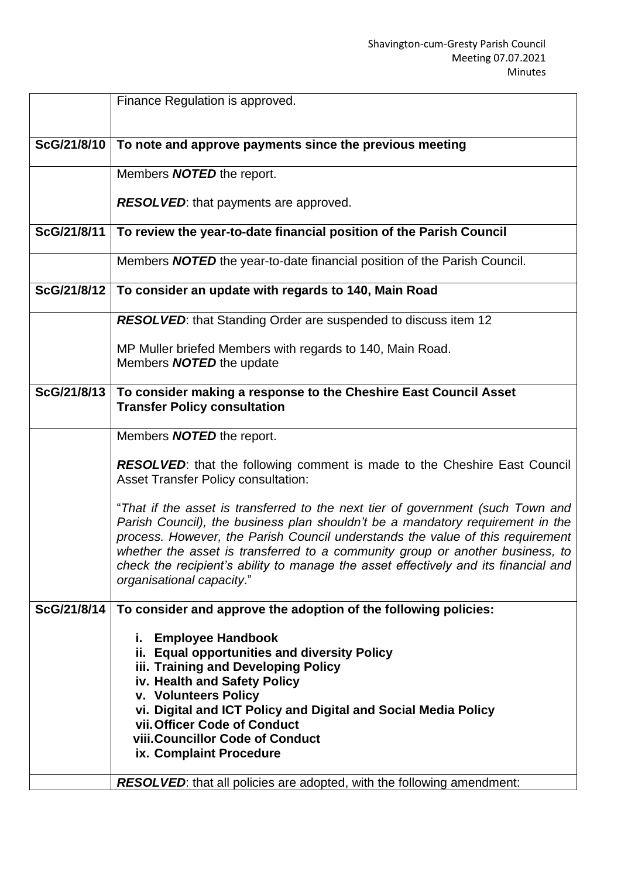| | |
|---|---|
| | Finance Regulation is approved. |
| **ScG/21/8/10** | **To note and approve payments since the previous meeting** |
| | Members ***NOTED*** the report.<br><br>***RESOLVED***: that payments are approved. |
| **ScG/21/8/11** | **To review the year-to-date financial position of the Parish Council** |
| | Members ***NOTED*** the year-to-date financial position of the Parish Council. |
| **ScG/21/8/12** | **To consider an update with regards to 140, Main Road** |
| | ***RESOLVED***: that Standing Order are suspended to discuss item 12<br><br>MP Muller briefed Members with regards to 140, Main Road.<br>Members ***NOTED*** the update |
| **ScG/21/8/13** | **To consider making a response to the Cheshire East Council Asset Transfer Policy consultation** |
| | Members ***NOTED*** the report.<br><br>***RESOLVED***: that the following comment is made to the Cheshire East Council Asset Transfer Policy consultation:<br><br>"*That if the asset is transferred to the next tier of government (such Town and Parish Council), the business plan shouldn't be a mandatory requirement in the process. However, the Parish Council understands the value of this requirement whether the asset is transferred to a community group or another business, to check the recipient's ability to manage the asset effectively and its financial and organisational capacity*." |
| **ScG/21/8/14** | **To consider and approve the adoption of the following policies:**<br><br>**i. Employee Handbook**<br>**ii. Equal opportunities and diversity Policy**<br>**iii. Training and Developing Policy**<br>**iv. Health and Safety Policy**<br>**v. Volunteers Policy**<br>**vi. Digital and ICT Policy and Digital and Social Media Policy**<br>**vii. Officer Code of Conduct**<br>**viii. Councillor Code of Conduct**<br>**ix. Complaint Procedure** |
| | ***RESOLVED***: that all policies are adopted, with the following amendment: |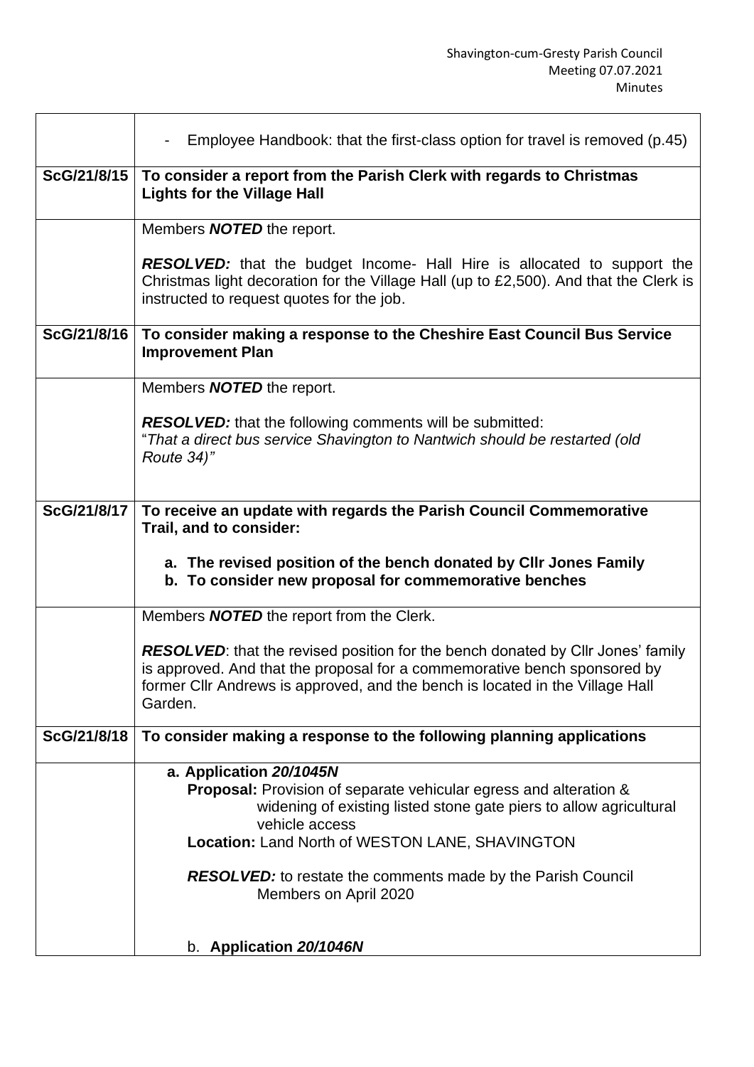| | |
|---|---|
| | - Employee Handbook: that the first-class option for travel is removed (p.45) |
| **ScG/21/8/15** | **To consider a report from the Parish Clerk with regards to Christmas Lights for the Village Hall** |
| | Members ***NOTED*** the report.<br><br>***RESOLVED:*** that the budget Income- Hall Hire is allocated to support the Christmas light decoration for the Village Hall (up to £2,500). And that the Clerk is instructed to request quotes for the job. |
| **ScG/21/8/16** | **To consider making a response to the Cheshire East Council Bus Service Improvement Plan** |
| | Members ***NOTED*** the report.<br><br>***RESOLVED:*** that the following comments will be submitted:<br>"*That a direct bus service Shavington to Nantwich should be restarted (old Route 34)"* |
| **ScG/21/8/17** | **To receive an update with regards the Parish Council Commemorative Trail, and to consider:**<br><br>**a. The revised position of the bench donated by Cllr Jones Family**<br>**b. To consider new proposal for commemorative benches** |
| | Members ***NOTED*** the report from the Clerk.<br><br>***RESOLVED***: that the revised position for the bench donated by Cllr Jones' family is approved. And that the proposal for a commemorative bench sponsored by former Cllr Andrews is approved, and the bench is located in the Village Hall Garden. |
| **ScG/21/8/18** | **To consider making a response to the following planning applications** |
| | **a. Application *20/1045N***<br>**Proposal:** Provision of separate vehicular egress and alteration & widening of existing listed stone gate piers to allow agricultural vehicle access<br>**Location:** Land North of WESTON LANE, SHAVINGTON<br><br>***RESOLVED:*** to restate the comments made by the Parish Council Members on April 2020<br><br>b. **Application *20/1046N*** |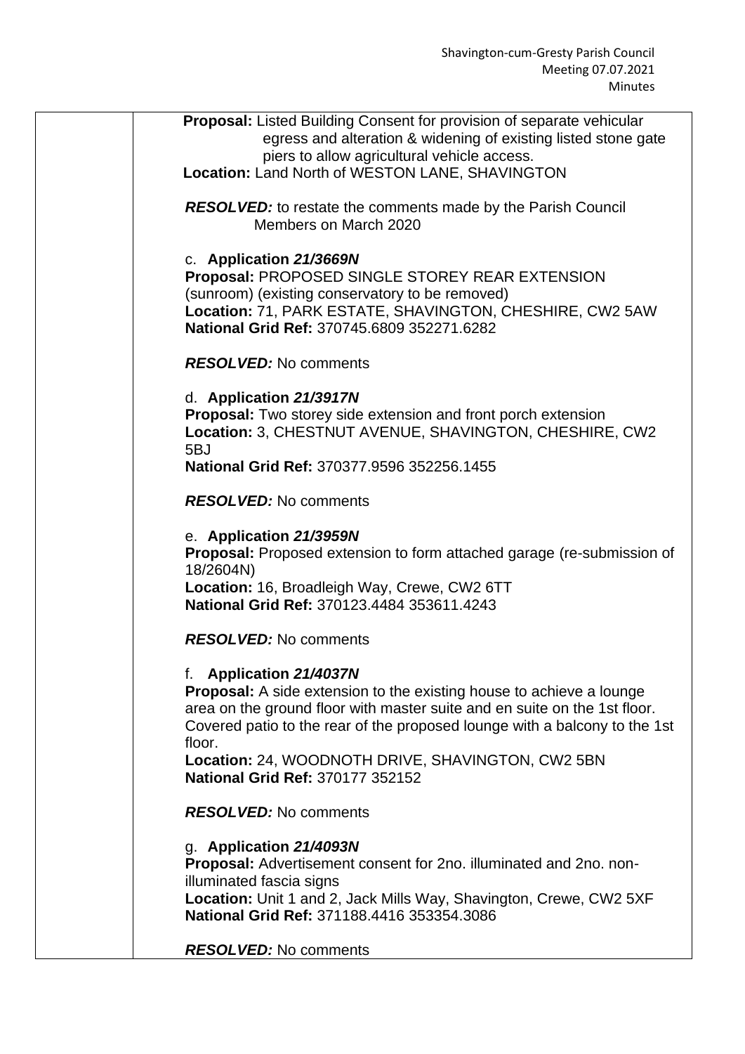**Proposal:** Listed Building Consent for provision of separate vehicular egress and alteration & widening of existing listed stone gate piers to allow agricultural vehicle access.
**Location:** Land North of WESTON LANE, SHAVINGTON

***RESOLVED:*** to restate the comments made by the Parish Council Members on March 2020

c. **Application *21/3669N***
**Proposal:** PROPOSED SINGLE STOREY REAR EXTENSION (sunroom) (existing conservatory to be removed)
**Location:** 71, PARK ESTATE, SHAVINGTON, CHESHIRE, CW2 5AW
**National Grid Ref:** 370745.6809 352271.6282

***RESOLVED:*** No comments

d. **Application *21/3917N***
**Proposal:** Two storey side extension and front porch extension
**Location:** 3, CHESTNUT AVENUE, SHAVINGTON, CHESHIRE, CW2 5BJ
**National Grid Ref:** 370377.9596 352256.1455

***RESOLVED:*** No comments

e. **Application *21/3959N***
**Proposal:** Proposed extension to form attached garage (re-submission of 18/2604N)
**Location:** 16, Broadleigh Way, Crewe, CW2 6TT
**National Grid Ref:** 370123.4484 353611.4243

***RESOLVED:*** No comments

f. **Application *21/4037N***
**Proposal:** A side extension to the existing house to achieve a lounge area on the ground floor with master suite and en suite on the 1st floor. Covered patio to the rear of the proposed lounge with a balcony to the 1st floor.
**Location:** 24, WOODNOTH DRIVE, SHAVINGTON, CW2 5BN
**National Grid Ref:** 370177 352152

***RESOLVED:*** No comments

g. **Application *21/4093N***
**Proposal:** Advertisement consent for 2no. illuminated and 2no. non-illuminated fascia signs
**Location:** Unit 1 and 2, Jack Mills Way, Shavington, Crewe, CW2 5XF
**National Grid Ref:** 371188.4416 353354.3086

***RESOLVED:*** No comments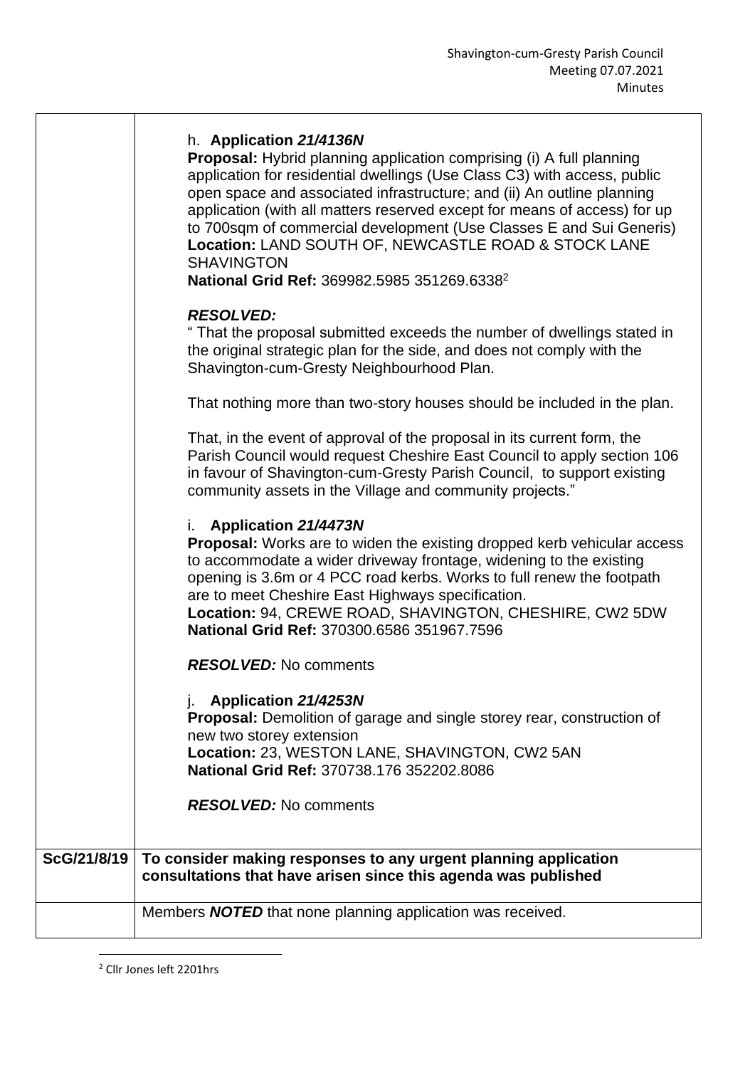| | |
|---|---|
| | h. **Application *21/4136N***<br>**Proposal:** Hybrid planning application comprising (i) A full planning application for residential dwellings (Use Class C3) with access, public open space and associated infrastructure; and (ii) An outline planning application (with all matters reserved except for means of access) for up to 700sqm of commercial development (Use Classes E and Sui Generis)<br>**Location:** LAND SOUTH OF, NEWCASTLE ROAD & STOCK LANE SHAVINGTON<br>**National Grid Ref:** 369982.5985 351269.6338[2]<br><br>***RESOLVED:***<br>" That the proposal submitted exceeds the number of dwellings stated in the original strategic plan for the side, and does not comply with the Shavington-cum-Gresty Neighbourhood Plan.<br><br>That nothing more than two-story houses should be included in the plan.<br><br>That, in the event of approval of the proposal in its current form, the Parish Council would request Cheshire East Council to apply section 106 in favour of Shavington-cum-Gresty Parish Council, to support existing community assets in the Village and community projects."<br><br>i. **Application *21/4473N***<br>**Proposal:** Works are to widen the existing dropped kerb vehicular access to accommodate a wider driveway frontage, widening to the existing opening is 3.6m or 4 PCC road kerbs. Works to full renew the footpath are to meet Cheshire East Highways specification.<br>**Location:** 94, CREWE ROAD, SHAVINGTON, CHESHIRE, CW2 5DW<br>**National Grid Ref:** 370300.6586 351967.7596<br><br>***RESOLVED:*** No comments<br><br>j. **Application *21/4253N***<br>**Proposal:** Demolition of garage and single storey rear, construction of new two storey extension<br>**Location:** 23, WESTON LANE, SHAVINGTON, CW2 5AN<br>**National Grid Ref:** 370738.176 352202.8086<br><br>***RESOLVED:*** No comments |
| **ScG/21/8/19** | **To consider making responses to any urgent planning application consultations that have arisen since this agenda was published** |
| | Members ***NOTED*** that none planning application was received. |

[2] Cllr Jones left 2201hrs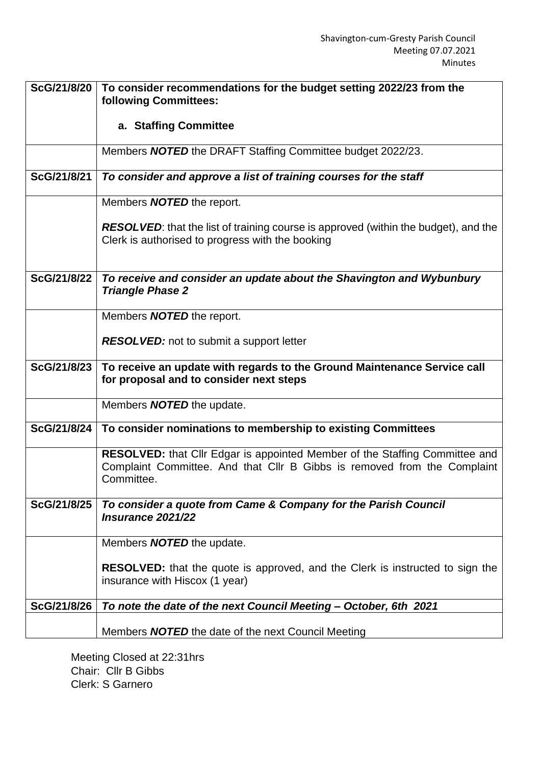| | |
|---|---|
| **ScG/21/8/20** | **To consider recommendations for the budget setting 2022/23 from the following Committees:**<br><br>**a. Staffing Committee** |
| | Members ***NOTED*** the DRAFT Staffing Committee budget 2022/23. |
| **ScG/21/8/21** | ***To consider and approve a list of training courses for the staff*** |
| | Members ***NOTED*** the report.<br><br>***RESOLVED***: that the list of training course is approved (within the budget), and the Clerk is authorised to progress with the booking |
| **ScG/21/8/22** | ***To receive and consider an update about the Shavington and Wybunbury Triangle Phase 2*** |
| | Members ***NOTED*** the report.<br><br>***RESOLVED:*** not to submit a support letter |
| **ScG/21/8/23** | **To receive an update with regards to the Ground Maintenance Service call for proposal and to consider next steps** |
| | Members ***NOTED*** the update. |
| **ScG/21/8/24** | **To consider nominations to membership to existing Committees** |
| | **RESOLVED:** that Cllr Edgar is appointed Member of the Staffing Committee and Complaint Committee. And that Cllr B Gibbs is removed from the Complaint Committee. |
| **ScG/21/8/25** | ***To consider a quote from Came & Company for the Parish Council Insurance 2021/22*** |
| | Members ***NOTED*** the update.<br><br>**RESOLVED:** that the quote is approved, and the Clerk is instructed to sign the insurance with Hiscox (1 year) |
| **ScG/21/8/26** | ***To note the date of the next Council Meeting – October, 6th 2021*** |
| | Members ***NOTED*** the date of the next Council Meeting |

Meeting Closed at 22:31hrs
Chair: Cllr B Gibbs
Clerk: S Garnero